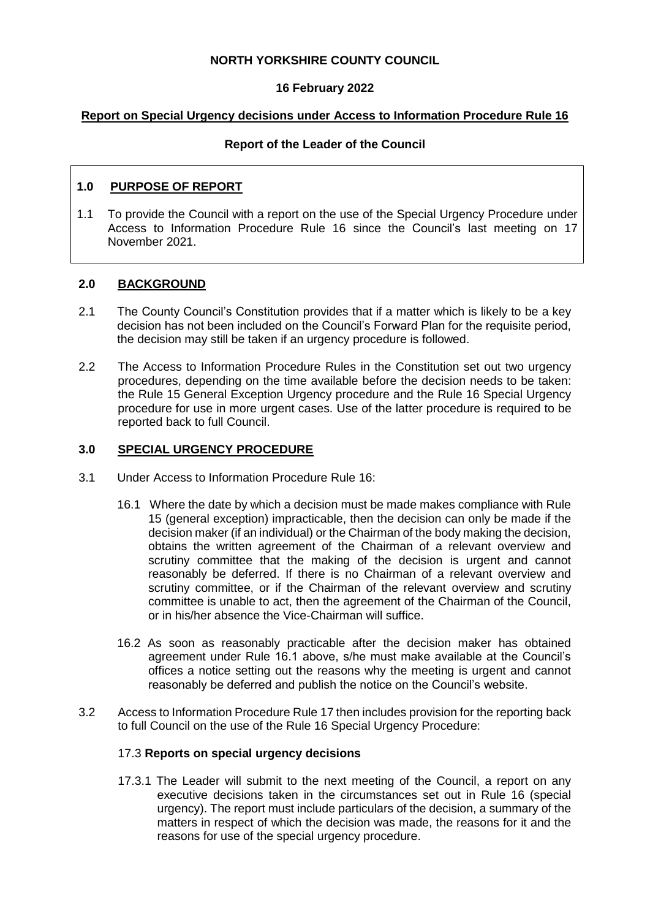**NORTH YORKSHIRE COUNTY COUNCIL**

**16 February 2022**

**Report on Special Urgency decisions under Access to Information Procedure Rule 16**

**Report of the Leader of the Council**

## 1.0 PURPOSE OF REPORT

1.1 To provide the Council with a report on the use of the Special Urgency Procedure under Access to Information Procedure Rule 16 since the Council's last meeting on 17 November 2021.

## 2.0 BACKGROUND

2.1 The County Council's Constitution provides that if a matter which is likely to be a key decision has not been included on the Council's Forward Plan for the requisite period, the decision may still be taken if an urgency procedure is followed.

2.2 The Access to Information Procedure Rules in the Constitution set out two urgency procedures, depending on the time available before the decision needs to be taken: the Rule 15 General Exception Urgency procedure and the Rule 16 Special Urgency procedure for use in more urgent cases. Use of the latter procedure is required to be reported back to full Council.

## 3.0 SPECIAL URGENCY PROCEDURE

3.1 Under Access to Information Procedure Rule 16:

16.1 Where the date by which a decision must be made makes compliance with Rule 15 (general exception) impracticable, then the decision can only be made if the decision maker (if an individual) or the Chairman of the body making the decision, obtains the written agreement of the Chairman of a relevant overview and scrutiny committee that the making of the decision is urgent and cannot reasonably be deferred. If there is no Chairman of a relevant overview and scrutiny committee, or if the Chairman of the relevant overview and scrutiny committee is unable to act, then the agreement of the Chairman of the Council, or in his/her absence the Vice-Chairman will suffice.

16.2 As soon as reasonably practicable after the decision maker has obtained agreement under Rule 16.1 above, s/he must make available at the Council's offices a notice setting out the reasons why the meeting is urgent and cannot reasonably be deferred and publish the notice on the Council's website.

3.2 Access to Information Procedure Rule 17 then includes provision for the reporting back to full Council on the use of the Rule 16 Special Urgency Procedure:

17.3 **Reports on special urgency decisions**

17.3.1 The Leader will submit to the next meeting of the Council, a report on any executive decisions taken in the circumstances set out in Rule 16 (special urgency). The report must include particulars of the decision, a summary of the matters in respect of which the decision was made, the reasons for it and the reasons for use of the special urgency procedure.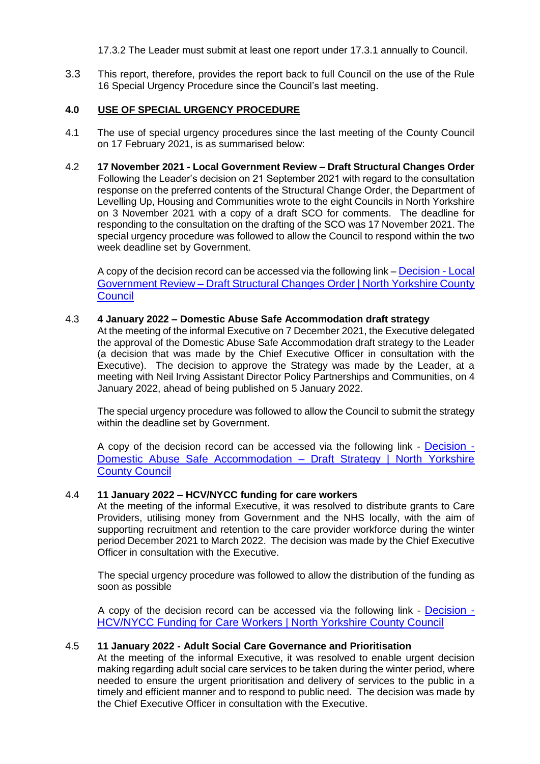17.3.2 The Leader must submit at least one report under 17.3.1 annually to Council.

3.3 This report, therefore, provides the report back to full Council on the use of the Rule 16 Special Urgency Procedure since the Council's last meeting.

## 4.0 USE OF SPECIAL URGENCY PROCEDURE

4.1 The use of special urgency procedures since the last meeting of the County Council on 17 February 2021, is as summarised below:

4.2 **17 November 2021 - Local Government Review – Draft Structural Changes Order**
Following the Leader's decision on 21 September 2021 with regard to the consultation response on the preferred contents of the Structural Change Order, the Department of Levelling Up, Housing and Communities wrote to the eight Councils in North Yorkshire on 3 November 2021 with a copy of a draft SCO for comments. The deadline for responding to the consultation on the drafting of the SCO was 17 November 2021. The special urgency procedure was followed to allow the Council to respond within the two week deadline set by Government.

A copy of the decision record can be accessed via the following link – Decision - Local Government Review – Draft Structural Changes Order | North Yorkshire County Council

4.3 **4 January 2022 – Domestic Abuse Safe Accommodation draft strategy**
At the meeting of the informal Executive on 7 December 2021, the Executive delegated the approval of the Domestic Abuse Safe Accommodation draft strategy to the Leader (a decision that was made by the Chief Executive Officer in consultation with the Executive). The decision to approve the Strategy was made by the Leader, at a meeting with Neil Irving Assistant Director Policy Partnerships and Communities, on 4 January 2022, ahead of being published on 5 January 2022.

The special urgency procedure was followed to allow the Council to submit the strategy within the deadline set by Government.

A copy of the decision record can be accessed via the following link - Decision - Domestic Abuse Safe Accommodation – Draft Strategy | North Yorkshire County Council

4.4 **11 January 2022 – HCV/NYCC funding for care workers**
At the meeting of the informal Executive, it was resolved to distribute grants to Care Providers, utilising money from Government and the NHS locally, with the aim of supporting recruitment and retention to the care provider workforce during the winter period December 2021 to March 2022. The decision was made by the Chief Executive Officer in consultation with the Executive.

The special urgency procedure was followed to allow the distribution of the funding as soon as possible

A copy of the decision record can be accessed via the following link - Decision - HCV/NYCC Funding for Care Workers | North Yorkshire County Council

4.5 **11 January 2022 - Adult Social Care Governance and Prioritisation**
At the meeting of the informal Executive, it was resolved to enable urgent decision making regarding adult social care services to be taken during the winter period, where needed to ensure the urgent prioritisation and delivery of services to the public in a timely and efficient manner and to respond to public need. The decision was made by the Chief Executive Officer in consultation with the Executive.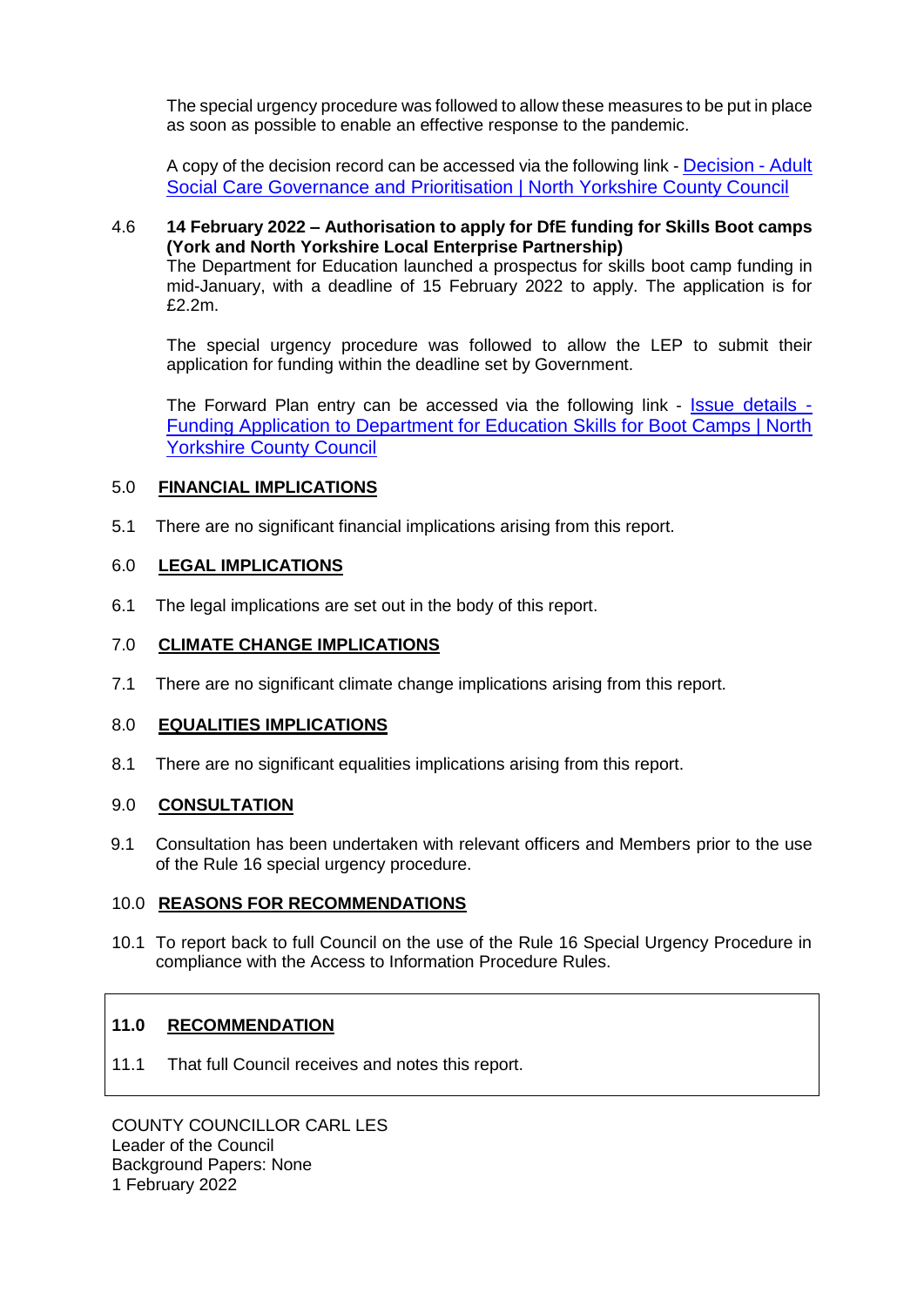The special urgency procedure was followed to allow these measures to be put in place as soon as possible to enable an effective response to the pandemic.

A copy of the decision record can be accessed via the following link - Decision - Adult Social Care Governance and Prioritisation | North Yorkshire County Council

4.6 **14 February 2022 – Authorisation to apply for DfE funding for Skills Boot camps (York and North Yorkshire Local Enterprise Partnership)**
The Department for Education launched a prospectus for skills boot camp funding in mid-January, with a deadline of 15 February 2022 to apply. The application is for £2.2m.

The special urgency procedure was followed to allow the LEP to submit their application for funding within the deadline set by Government.

The Forward Plan entry can be accessed via the following link - Issue details - Funding Application to Department for Education Skills for Boot Camps | North Yorkshire County Council

## 5.0 FINANCIAL IMPLICATIONS

5.1 There are no significant financial implications arising from this report.

## 6.0 LEGAL IMPLICATIONS

6.1 The legal implications are set out in the body of this report.

## 7.0 CLIMATE CHANGE IMPLICATIONS

7.1 There are no significant climate change implications arising from this report.

## 8.0 EQUALITIES IMPLICATIONS

8.1 There are no significant equalities implications arising from this report.

## 9.0 CONSULTATION

9.1 Consultation has been undertaken with relevant officers and Members prior to the use of the Rule 16 special urgency procedure.

## 10.0 REASONS FOR RECOMMENDATIONS

10.1 To report back to full Council on the use of the Rule 16 Special Urgency Procedure in compliance with the Access to Information Procedure Rules.

## 11.0 RECOMMENDATION

11.1 That full Council receives and notes this report.

COUNTY COUNCILLOR CARL LES
Leader of the Council
Background Papers: None
1 February 2022